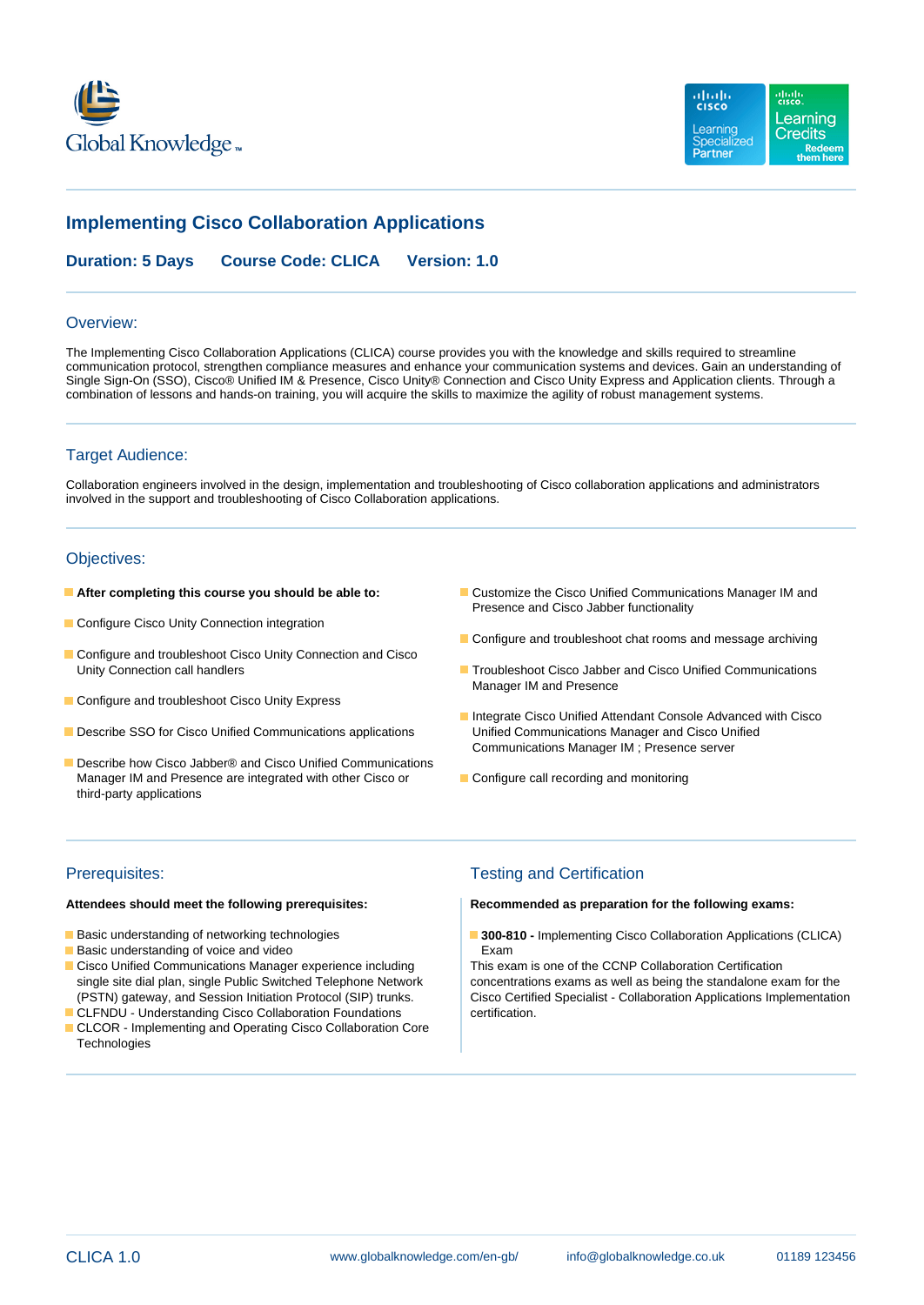# Implementing Cisco Collaboration Applications

**Duration: 5 Days** **Course Code: CLICA** **Version: 1.0**

## Overview:

The Implementing Cisco Collaboration Applications (CLICA) course provides you with the knowledge and skills required to streamline communication protocol, strengthen compliance measures and enhance your communication systems and devices. Gain an understanding of Single Sign-On (SSO), Cisco® Unified IM & Presence, Cisco Unity® Connection and Cisco Unity Express and Application clients. Through a combination of lessons and hands-on training, you will acquire the skills to maximize the agility of robust management systems.

## Target Audience:

Collaboration engineers involved in the design, implementation and troubleshooting of Cisco collaboration applications and administrators involved in the support and troubleshooting of Cisco Collaboration applications.

## Objectives:

- **After completing this course you should be able to:**
- Configure Cisco Unity Connection integration
- Configure and troubleshoot Cisco Unity Connection and Cisco Unity Connection call handlers
- Configure and troubleshoot Cisco Unity Express
- Describe SSO for Cisco Unified Communications applications
- Describe how Cisco Jabber® and Cisco Unified Communications Manager IM and Presence are integrated with other Cisco or third-party applications
- Customize the Cisco Unified Communications Manager IM and Presence and Cisco Jabber functionality
- Configure and troubleshoot chat rooms and message archiving
- Troubleshoot Cisco Jabber and Cisco Unified Communications Manager IM and Presence
- Integrate Cisco Unified Attendant Console Advanced with Cisco Unified Communications Manager and Cisco Unified Communications Manager IM ; Presence server
- Configure call recording and monitoring

## Prerequisites:

**Attendees should meet the following prerequisites:**

- Basic understanding of networking technologies
- Basic understanding of voice and video
- Cisco Unified Communications Manager experience including single site dial plan, single Public Switched Telephone Network (PSTN) gateway, and Session Initiation Protocol (SIP) trunks.
- CLFNDU - Understanding Cisco Collaboration Foundations
- CLCOR - Implementing and Operating Cisco Collaboration Core Technologies

## Testing and Certification

**Recommended as preparation for the following exams:**

- **300-810 -** Implementing Cisco Collaboration Applications (CLICA) Exam

This exam is one of the CCNP Collaboration Certification concentrations exams as well as being the standalone exam for the Cisco Certified Specialist - Collaboration Applications Implementation certification.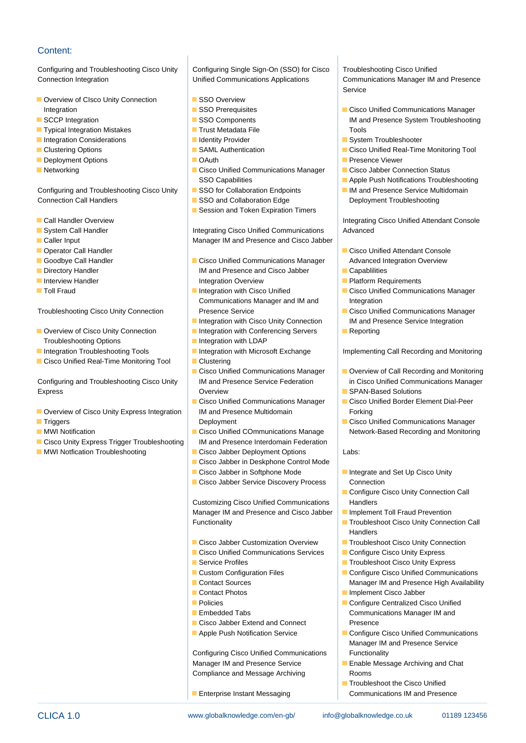## Content:

Configuring and Troubleshooting Cisco Unity Connection Integration

- Overview of CIsco Unity Connection Integration
- SCCP Integration
- Typical Integration Mistakes
- Integration Considerations
- Clustering Options
- Deployment Options
- Networking

Configuring and Troubleshooting Cisco Unity Connection Call Handlers

- Call Handler Overview
- System Call Handler
- Caller Input
- Operator Call Handler
- Goodbye Call Handler
- Directory Handler
- Interview Handler
- Toll Fraud

Troubleshooting Cisco Unity Connection

- Overview of Cisco Unity Connection Troubleshooting Options
- Integration Troubleshooting Tools
- Cisco Unified Real-Time Monitoring Tool

Configuring and Troubleshooting Cisco Unity Express

- Overview of Cisco Unity Express Integration
- Triggers
- MWI Notification
- Cisco Unity Express Trigger Troubleshooting
- MWI Notfication Troubleshooting

Configuring Single Sign-On (SSO) for Cisco Unified Communications Applications

- SSO Overview
- SSO Prerequisites
- SSO Components
- Trust Metadata File
- Identity Provider
- SAML Authentication
- OAuth
- Cisco Unified Communications Manager SSO Capabilities
- SSO for Collaboration Endpoints
- SSO and Collaboration Edge
- Session and Token Expiration Timers

Integrating Cisco Unified Communications Manager IM and Presence and Cisco Jabber

- Cisco Unified Communications Manager IM and Presence and Cisco Jabber Integration Overview
- Integration with Cisco Unified Communications Manager and IM and Presence Service
- Integration with Cisco Unity Connection
- Integration with Conferencing Servers
- Integration with LDAP
- Integration with Microsoft Exchange
- Clustering
- Cisco Unified Communications Manager IM and Presence Service Federation Overview
- Cisco Unified Communications Manager IM and Presence Multidomain Deployment
- Cisco Unified COmmunications Manage IM and Presence Interdomain Federation
- Cisco Jabber Deployment Options
- Cisco Jabber in Deskphone Control Mode
- Cisco Jabber in Softphone Mode
- Cisco Jabber Service Discovery Process

Customizing Cisco Unified Communications Manager IM and Presence and Cisco Jabber Functionality

- Cisco Jabber Customization Overview
- Cisco Unified Communications Services
- Service Profiles
- Custom Configuration Files
- Contact Sources
- Contact Photos
- Policies
- Embedded Tabs
- Cisco Jabber Extend and Connect
- Apple Push Notification Service

Configuring Cisco Unified Communications Manager IM and Presence Service Compliance and Message Archiving

- Enterprise Instant Messaging

Troubleshooting Cisco Unified Communications Manager IM and Presence Service

- Cisco Unified Communications Manager IM and Presence System Troubleshooting Tools
- System Troubleshooter
- Cisco Unified Real-Time Monitoring Tool
- Presence Viewer
- Cisco Jabber Connection Status
- Apple Push Notifications Troubleshooting
- IM and Presence Service Multidomain Deployment Troubleshooting

Integrating Cisco Unified Attendant Console Advanced

- Cisco Unified Attendant Console Advanced Integration Overview
- Capablilities
- Platform Requirements
- Cisco Unified Communications Manager Integration
- Cisco Unified Communications Manager IM and Presence Service Integration
- Reporting

Implementing Call Recording and Monitoring

- Overview of Call Recording and Monitoring in Cisco Unified Communications Manager
- SPAN-Based Solutions
- Cisco Unified Border Element Dial-Peer Forking
- Cisco Unified Communications Manager Network-Based Recording and Monitoring

Labs:

- Integrate and Set Up Cisco Unity Connection
- Configure Cisco Unity Connection Call Handlers
- Implement Toll Fraud Prevention
- Troubleshoot Cisco Unity Connection Call Handlers
- Troubleshoot Cisco Unity Connection
- Configure Cisco Unity Express
- Troubleshoot Cisco Unity Express
- Configure Cisco Unified Communications Manager IM and Presence High Availability
- Implement Cisco Jabber
- Configure Centralized Cisco Unified Communications Manager IM and Presence
- Configure Cisco Unified Communications Manager IM and Presence Service Functionality
- Enable Message Archiving and Chat Rooms
- Troubleshoot the Cisco Unified Communications IM and Presence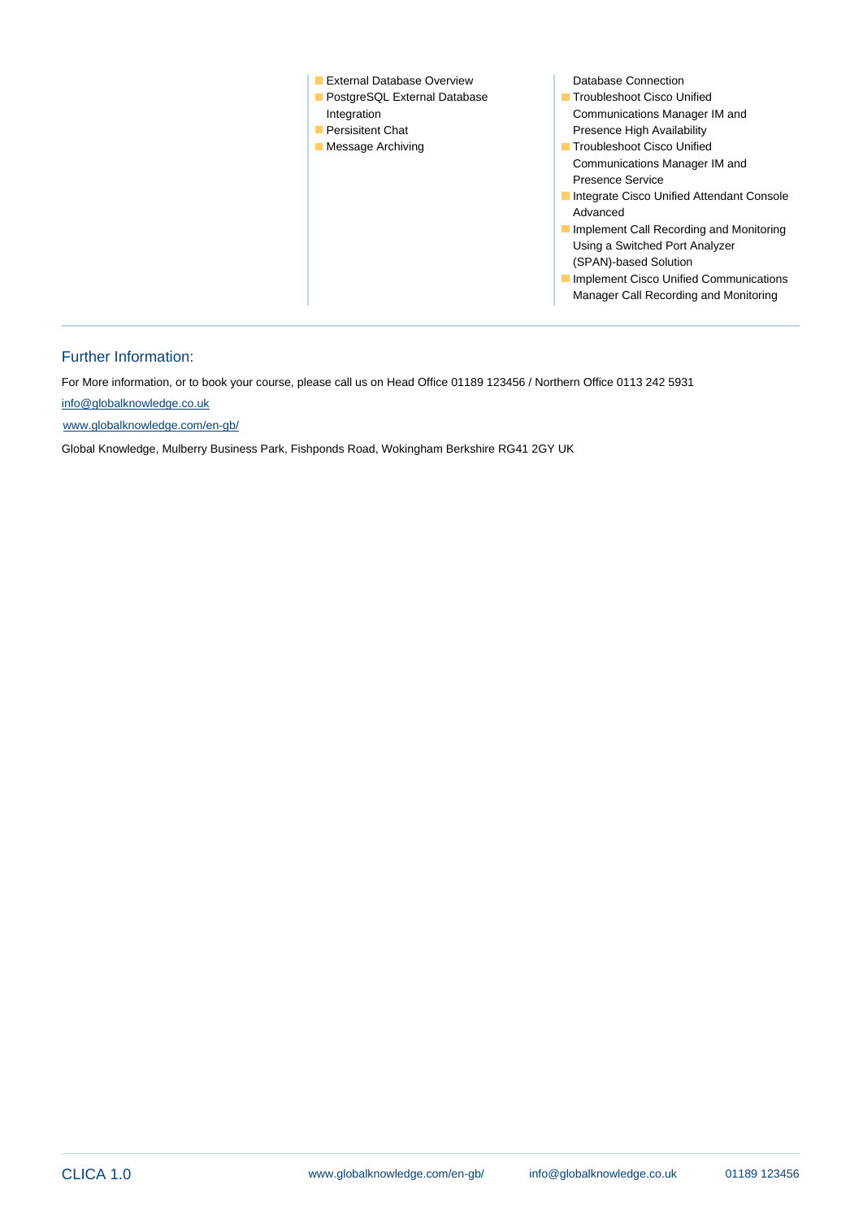- External Database Overview
- PostgreSQL External Database Integration
- Persisitent Chat
- Message Archiving

Database Connection

- Troubleshoot Cisco Unified Communications Manager IM and Presence High Availability
- Troubleshoot Cisco Unified Communications Manager IM and Presence Service
- Integrate Cisco Unified Attendant Console Advanced
- Implement Call Recording and Monitoring Using a Switched Port Analyzer (SPAN)-based Solution
- Implement Cisco Unified Communications Manager Call Recording and Monitoring

## Further Information:

For More information, or to book your course, please call us on Head Office 01189 123456 / Northern Office 0113 242 5931

info@globalknowledge.co.uk

www.globalknowledge.com/en-gb/

Global Knowledge, Mulberry Business Park, Fishponds Road, Wokingham Berkshire RG41 2GY UK